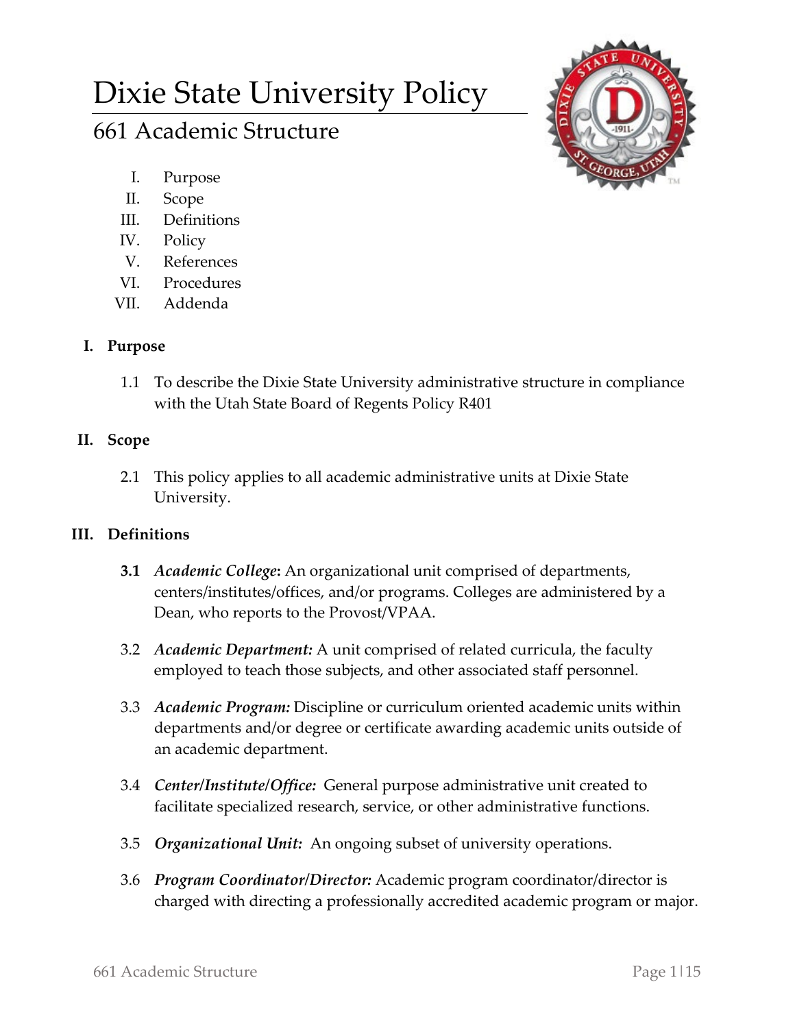# Dixie State University Policy

## 661 Academic Structure

I. Purpose
II. Scope
III. Definitions
IV. Policy
V. References
VI. Procedures
VII. Addenda

### I. Purpose

1.1 To describe the Dixie State University administrative structure in compliance with the Utah State Board of Regents Policy R401

### II. Scope

2.1 This policy applies to all academic administrative units at Dixie State University.

### III. Definitions

**3.1** ***Academic College*:** An organizational unit comprised of departments, centers/institutes/offices, and/or programs. Colleges are administered by a Dean, who reports to the Provost/VPAA.

3.2 ***Academic Department:*** A unit comprised of related curricula, the faculty employed to teach those subjects, and other associated staff personnel.

3.3 ***Academic Program:*** Discipline or curriculum oriented academic units within departments and/or degree or certificate awarding academic units outside of an academic department.

3.4 ***Center/Institute/Office:*** General purpose administrative unit created to facilitate specialized research, service, or other administrative functions.

3.5 ***Organizational Unit:*** An ongoing subset of university operations.

3.6 ***Program Coordinator/Director:*** Academic program coordinator/director is charged with directing a professionally accredited academic program or major.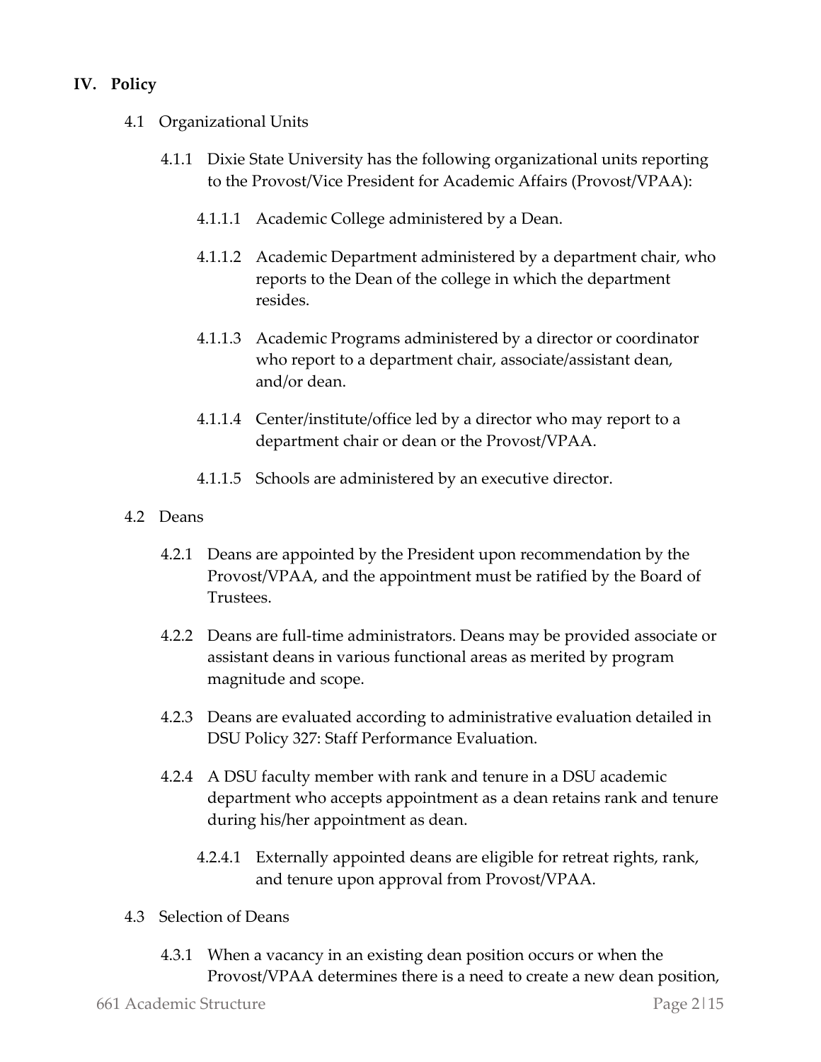## IV. Policy

4.1 Organizational Units

4.1.1 Dixie State University has the following organizational units reporting to the Provost/Vice President for Academic Affairs (Provost/VPAA):

4.1.1.1 Academic College administered by a Dean.

4.1.1.2 Academic Department administered by a department chair, who reports to the Dean of the college in which the department resides.

4.1.1.3 Academic Programs administered by a director or coordinator who report to a department chair, associate/assistant dean, and/or dean.

4.1.1.4 Center/institute/office led by a director who may report to a department chair or dean or the Provost/VPAA.

4.1.1.5 Schools are administered by an executive director.

4.2 Deans

4.2.1 Deans are appointed by the President upon recommendation by the Provost/VPAA, and the appointment must be ratified by the Board of Trustees.

4.2.2 Deans are full-time administrators. Deans may be provided associate or assistant deans in various functional areas as merited by program magnitude and scope.

4.2.3 Deans are evaluated according to administrative evaluation detailed in DSU Policy 327: Staff Performance Evaluation.

4.2.4 A DSU faculty member with rank and tenure in a DSU academic department who accepts appointment as a dean retains rank and tenure during his/her appointment as dean.

4.2.4.1 Externally appointed deans are eligible for retreat rights, rank, and tenure upon approval from Provost/VPAA.

4.3 Selection of Deans

4.3.1 When a vacancy in an existing dean position occurs or when the Provost/VPAA determines there is a need to create a new dean position,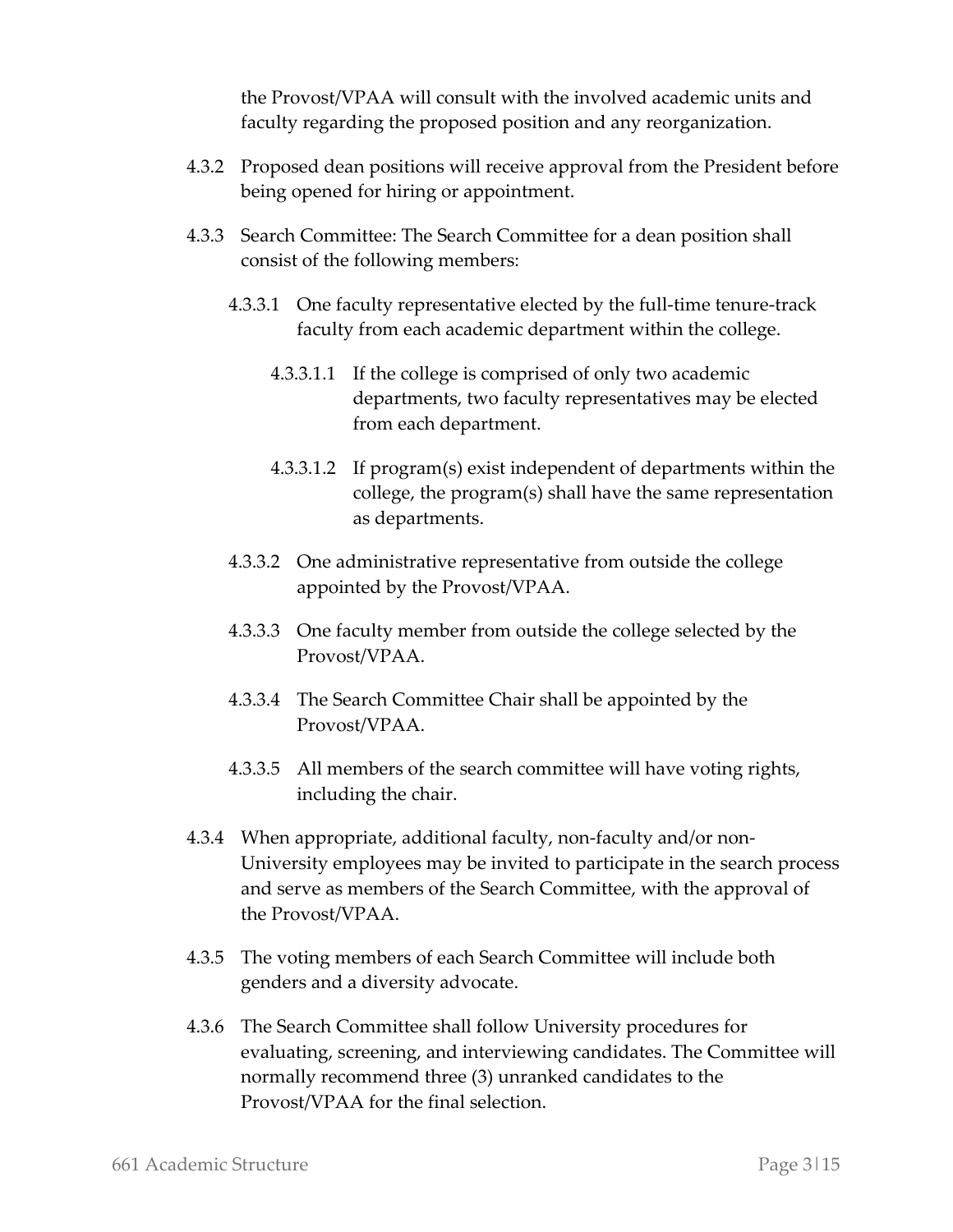the Provost/VPAA will consult with the involved academic units and faculty regarding the proposed position and any reorganization.

4.3.2 Proposed dean positions will receive approval from the President before being opened for hiring or appointment.

4.3.3 Search Committee: The Search Committee for a dean position shall consist of the following members:

4.3.3.1 One faculty representative elected by the full-time tenure-track faculty from each academic department within the college.

4.3.3.1.1 If the college is comprised of only two academic departments, two faculty representatives may be elected from each department.

4.3.3.1.2 If program(s) exist independent of departments within the college, the program(s) shall have the same representation as departments.

4.3.3.2 One administrative representative from outside the college appointed by the Provost/VPAA.

4.3.3.3 One faculty member from outside the college selected by the Provost/VPAA.

4.3.3.4 The Search Committee Chair shall be appointed by the Provost/VPAA.

4.3.3.5 All members of the search committee will have voting rights, including the chair.

4.3.4 When appropriate, additional faculty, non-faculty and/or non-University employees may be invited to participate in the search process and serve as members of the Search Committee, with the approval of the Provost/VPAA.

4.3.5 The voting members of each Search Committee will include both genders and a diversity advocate.

4.3.6 The Search Committee shall follow University procedures for evaluating, screening, and interviewing candidates. The Committee will normally recommend three (3) unranked candidates to the Provost/VPAA for the final selection.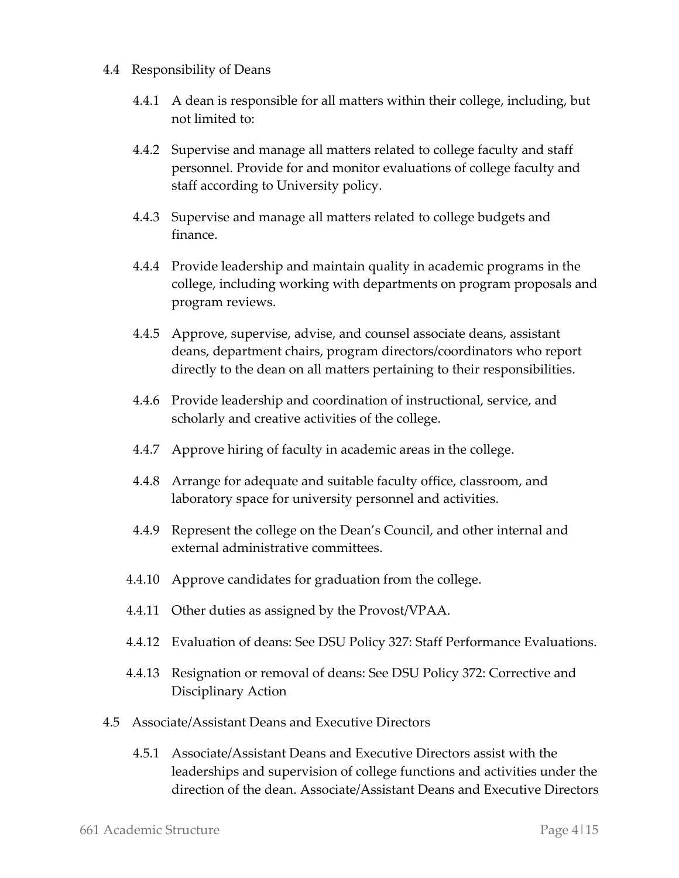4.4 Responsibility of Deans

4.4.1 A dean is responsible for all matters within their college, including, but not limited to:

4.4.2 Supervise and manage all matters related to college faculty and staff personnel. Provide for and monitor evaluations of college faculty and staff according to University policy.

4.4.3 Supervise and manage all matters related to college budgets and finance.

4.4.4 Provide leadership and maintain quality in academic programs in the college, including working with departments on program proposals and program reviews.

4.4.5 Approve, supervise, advise, and counsel associate deans, assistant deans, department chairs, program directors/coordinators who report directly to the dean on all matters pertaining to their responsibilities.

4.4.6 Provide leadership and coordination of instructional, service, and scholarly and creative activities of the college.

4.4.7 Approve hiring of faculty in academic areas in the college.

4.4.8 Arrange for adequate and suitable faculty office, classroom, and laboratory space for university personnel and activities.

4.4.9 Represent the college on the Dean's Council, and other internal and external administrative committees.

4.4.10 Approve candidates for graduation from the college.

4.4.11 Other duties as assigned by the Provost/VPAA.

4.4.12 Evaluation of deans: See DSU Policy 327: Staff Performance Evaluations.

4.4.13 Resignation or removal of deans: See DSU Policy 372: Corrective and Disciplinary Action

4.5 Associate/Assistant Deans and Executive Directors

4.5.1 Associate/Assistant Deans and Executive Directors assist with the leaderships and supervision of college functions and activities under the direction of the dean. Associate/Assistant Deans and Executive Directors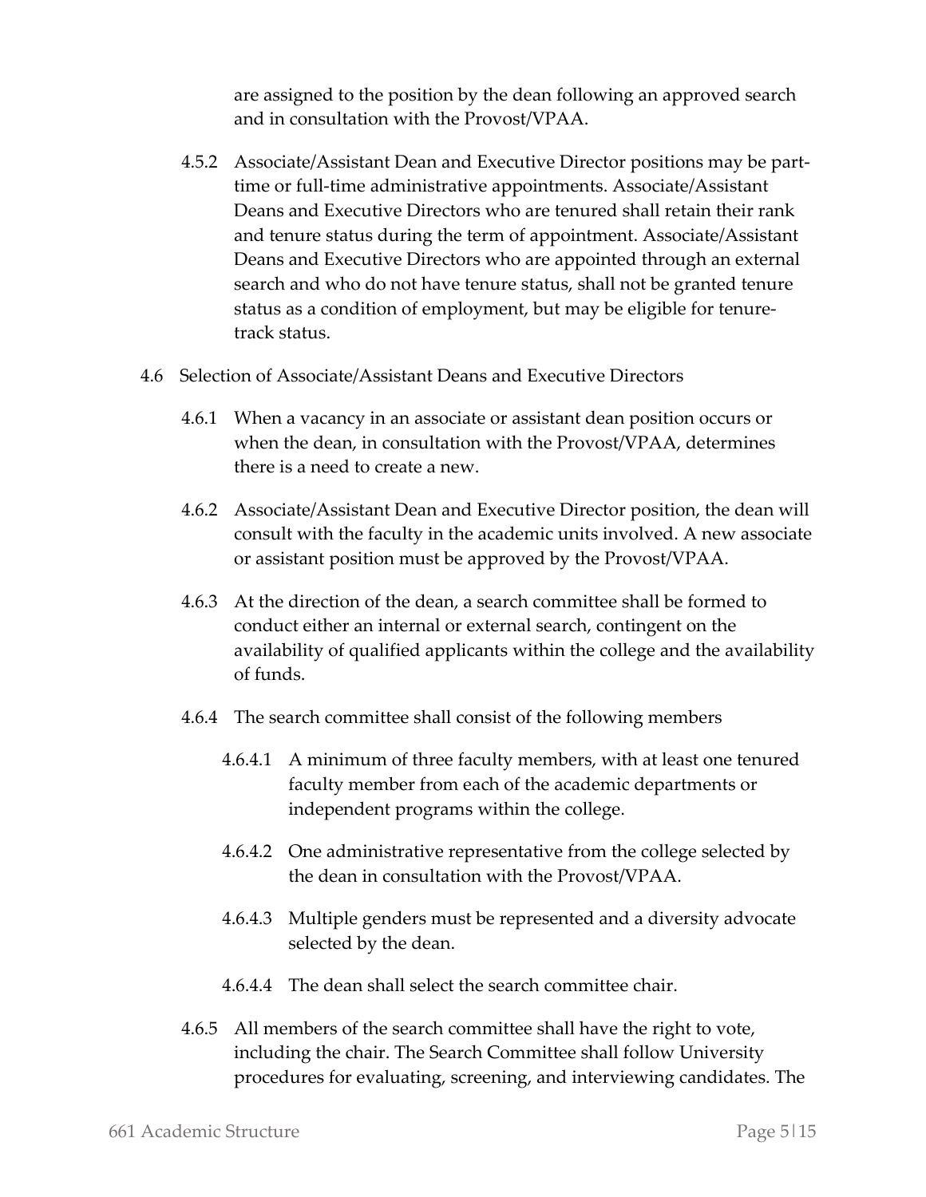are assigned to the position by the dean following an approved search and in consultation with the Provost/VPAA.

4.5.2 Associate/Assistant Dean and Executive Director positions may be part-time or full-time administrative appointments. Associate/Assistant Deans and Executive Directors who are tenured shall retain their rank and tenure status during the term of appointment. Associate/Assistant Deans and Executive Directors who are appointed through an external search and who do not have tenure status, shall not be granted tenure status as a condition of employment, but may be eligible for tenure-track status.

4.6 Selection of Associate/Assistant Deans and Executive Directors

4.6.1 When a vacancy in an associate or assistant dean position occurs or when the dean, in consultation with the Provost/VPAA, determines there is a need to create a new.

4.6.2 Associate/Assistant Dean and Executive Director position, the dean will consult with the faculty in the academic units involved. A new associate or assistant position must be approved by the Provost/VPAA.

4.6.3 At the direction of the dean, a search committee shall be formed to conduct either an internal or external search, contingent on the availability of qualified applicants within the college and the availability of funds.

4.6.4 The search committee shall consist of the following members

4.6.4.1 A minimum of three faculty members, with at least one tenured faculty member from each of the academic departments or independent programs within the college.

4.6.4.2 One administrative representative from the college selected by the dean in consultation with the Provost/VPAA.

4.6.4.3 Multiple genders must be represented and a diversity advocate selected by the dean.

4.6.4.4 The dean shall select the search committee chair.

4.6.5 All members of the search committee shall have the right to vote, including the chair. The Search Committee shall follow University procedures for evaluating, screening, and interviewing candidates. The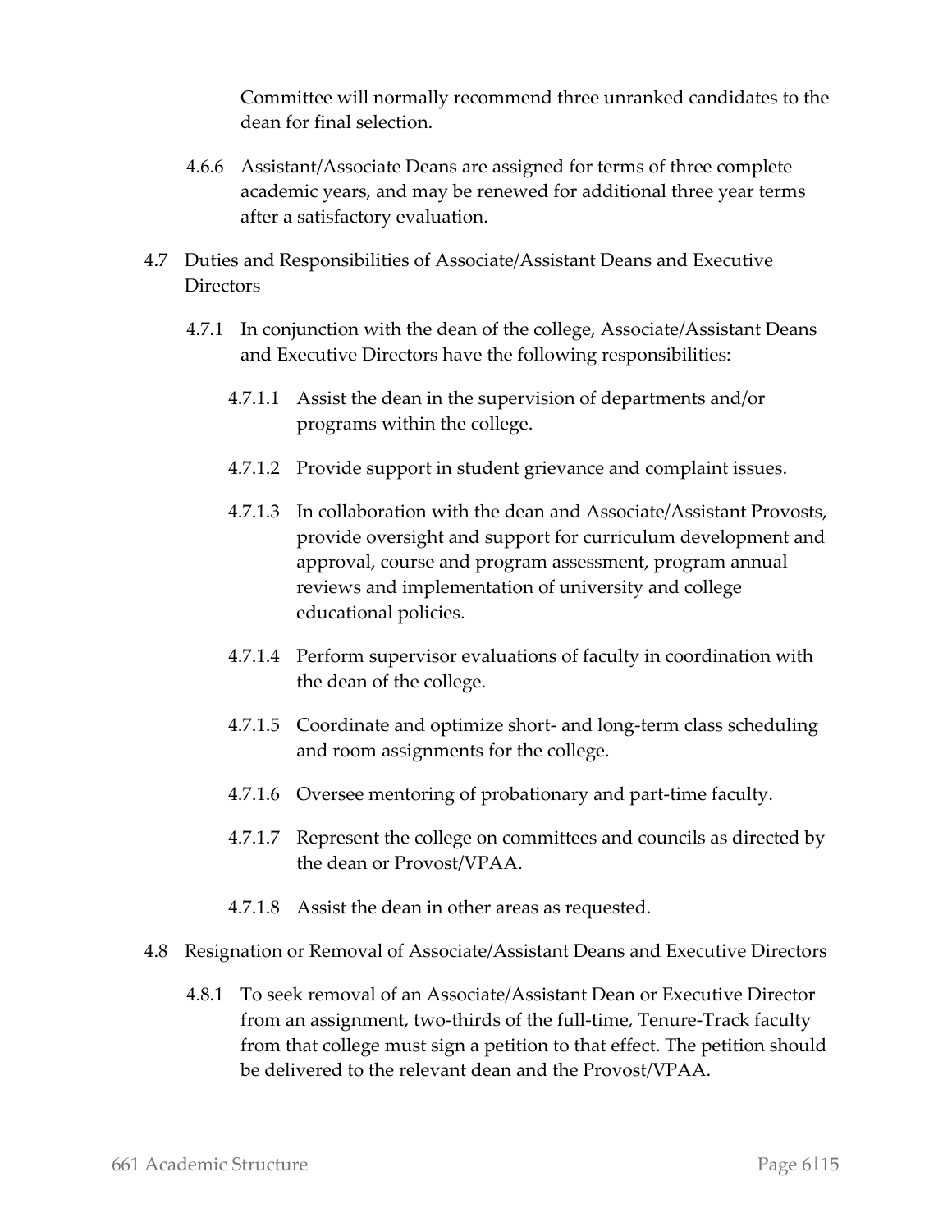Committee will normally recommend three unranked candidates to the dean for final selection.

4.6.6 Assistant/Associate Deans are assigned for terms of three complete academic years, and may be renewed for additional three year terms after a satisfactory evaluation.

4.7 Duties and Responsibilities of Associate/Assistant Deans and Executive Directors

4.7.1 In conjunction with the dean of the college, Associate/Assistant Deans and Executive Directors have the following responsibilities:

4.7.1.1 Assist the dean in the supervision of departments and/or programs within the college.

4.7.1.2 Provide support in student grievance and complaint issues.

4.7.1.3 In collaboration with the dean and Associate/Assistant Provosts, provide oversight and support for curriculum development and approval, course and program assessment, program annual reviews and implementation of university and college educational policies.

4.7.1.4 Perform supervisor evaluations of faculty in coordination with the dean of the college.

4.7.1.5 Coordinate and optimize short- and long-term class scheduling and room assignments for the college.

4.7.1.6 Oversee mentoring of probationary and part-time faculty.

4.7.1.7 Represent the college on committees and councils as directed by the dean or Provost/VPAA.

4.7.1.8 Assist the dean in other areas as requested.

4.8 Resignation or Removal of Associate/Assistant Deans and Executive Directors

4.8.1 To seek removal of an Associate/Assistant Dean or Executive Director from an assignment, two-thirds of the full-time, Tenure-Track faculty from that college must sign a petition to that effect. The petition should be delivered to the relevant dean and the Provost/VPAA.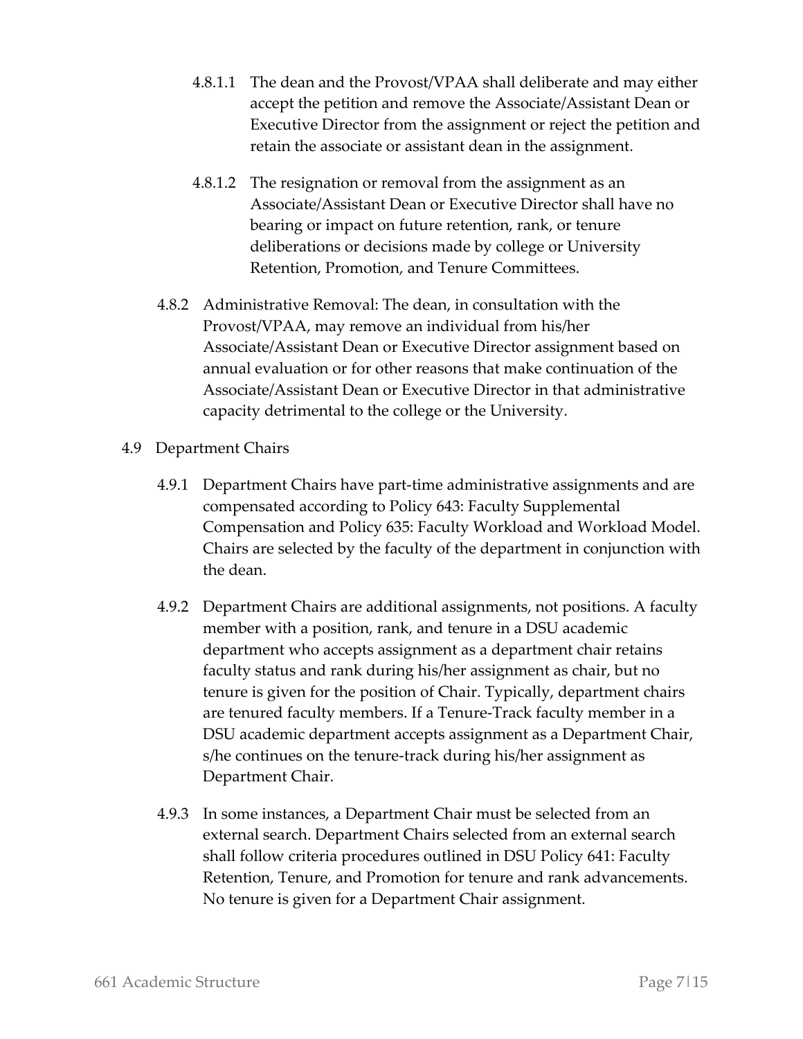4.8.1.1 The dean and the Provost/VPAA shall deliberate and may either accept the petition and remove the Associate/Assistant Dean or Executive Director from the assignment or reject the petition and retain the associate or assistant dean in the assignment.

4.8.1.2 The resignation or removal from the assignment as an Associate/Assistant Dean or Executive Director shall have no bearing or impact on future retention, rank, or tenure deliberations or decisions made by college or University Retention, Promotion, and Tenure Committees.

4.8.2 Administrative Removal: The dean, in consultation with the Provost/VPAA, may remove an individual from his/her Associate/Assistant Dean or Executive Director assignment based on annual evaluation or for other reasons that make continuation of the Associate/Assistant Dean or Executive Director in that administrative capacity detrimental to the college or the University.

4.9 Department Chairs

4.9.1 Department Chairs have part-time administrative assignments and are compensated according to Policy 643: Faculty Supplemental Compensation and Policy 635: Faculty Workload and Workload Model. Chairs are selected by the faculty of the department in conjunction with the dean.

4.9.2 Department Chairs are additional assignments, not positions. A faculty member with a position, rank, and tenure in a DSU academic department who accepts assignment as a department chair retains faculty status and rank during his/her assignment as chair, but no tenure is given for the position of Chair. Typically, department chairs are tenured faculty members. If a Tenure-Track faculty member in a DSU academic department accepts assignment as a Department Chair, s/he continues on the tenure-track during his/her assignment as Department Chair.

4.9.3 In some instances, a Department Chair must be selected from an external search. Department Chairs selected from an external search shall follow criteria procedures outlined in DSU Policy 641: Faculty Retention, Tenure, and Promotion for tenure and rank advancements. No tenure is given for a Department Chair assignment.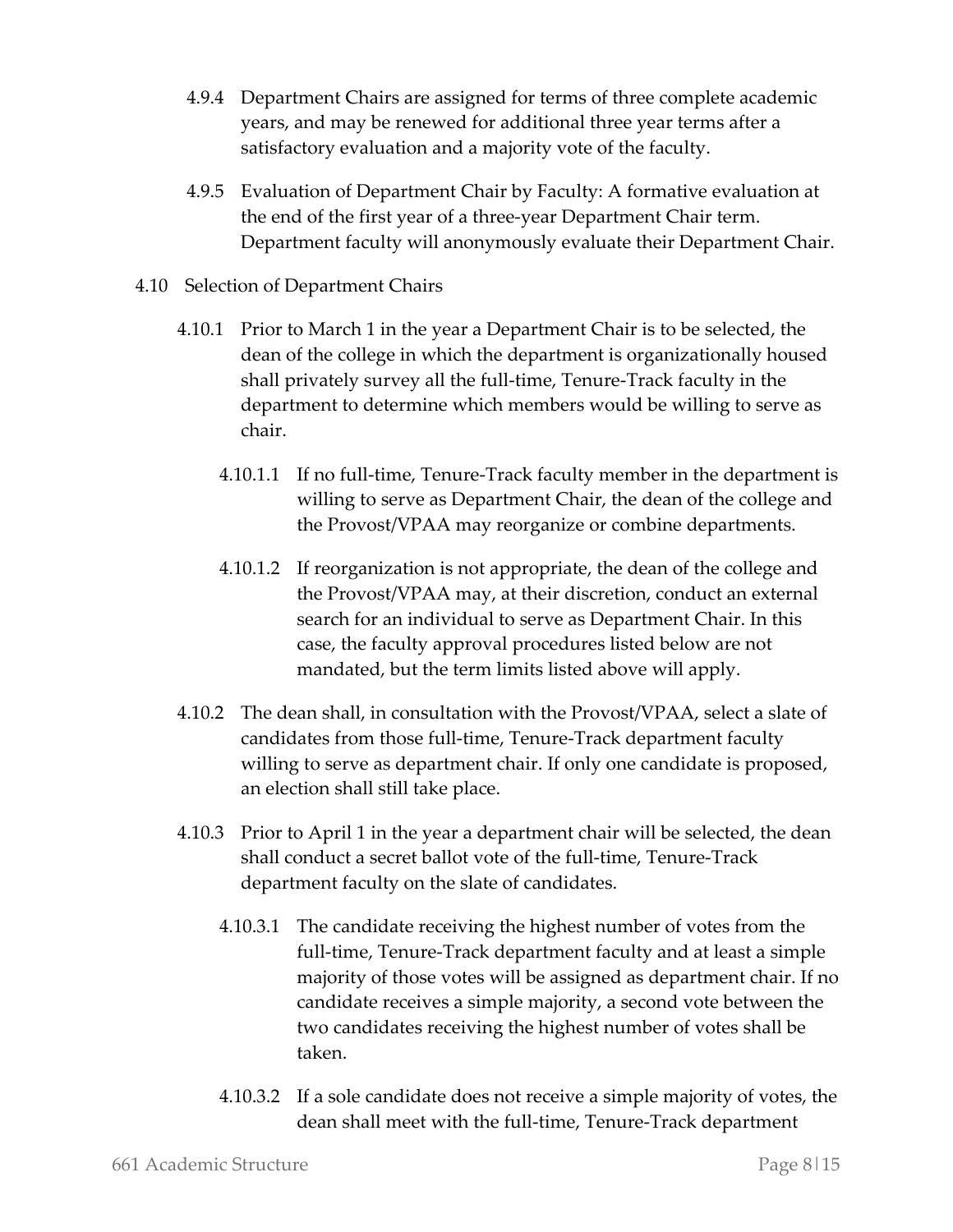4.9.4 Department Chairs are assigned for terms of three complete academic years, and may be renewed for additional three year terms after a satisfactory evaluation and a majority vote of the faculty.

4.9.5 Evaluation of Department Chair by Faculty: A formative evaluation at the end of the first year of a three-year Department Chair term. Department faculty will anonymously evaluate their Department Chair.

4.10 Selection of Department Chairs

4.10.1 Prior to March 1 in the year a Department Chair is to be selected, the dean of the college in which the department is organizationally housed shall privately survey all the full-time, Tenure-Track faculty in the department to determine which members would be willing to serve as chair.

4.10.1.1 If no full-time, Tenure-Track faculty member in the department is willing to serve as Department Chair, the dean of the college and the Provost/VPAA may reorganize or combine departments.

4.10.1.2 If reorganization is not appropriate, the dean of the college and the Provost/VPAA may, at their discretion, conduct an external search for an individual to serve as Department Chair. In this case, the faculty approval procedures listed below are not mandated, but the term limits listed above will apply.

4.10.2 The dean shall, in consultation with the Provost/VPAA, select a slate of candidates from those full-time, Tenure-Track department faculty willing to serve as department chair. If only one candidate is proposed, an election shall still take place.

4.10.3 Prior to April 1 in the year a department chair will be selected, the dean shall conduct a secret ballot vote of the full-time, Tenure-Track department faculty on the slate of candidates.

4.10.3.1 The candidate receiving the highest number of votes from the full-time, Tenure-Track department faculty and at least a simple majority of those votes will be assigned as department chair. If no candidate receives a simple majority, a second vote between the two candidates receiving the highest number of votes shall be taken.

4.10.3.2 If a sole candidate does not receive a simple majority of votes, the dean shall meet with the full-time, Tenure-Track department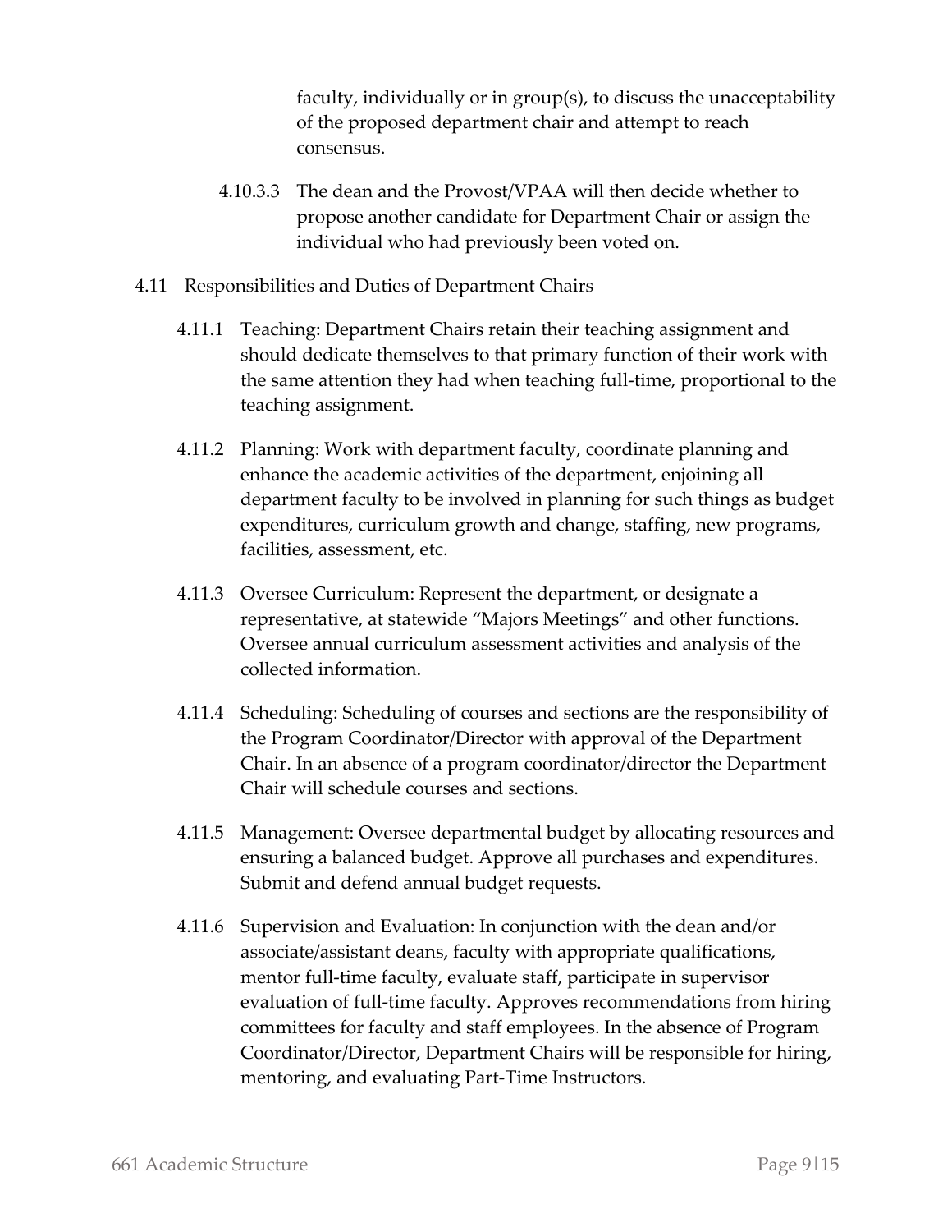faculty, individually or in group(s), to discuss the unacceptability of the proposed department chair and attempt to reach consensus.

4.10.3.3 The dean and the Provost/VPAA will then decide whether to propose another candidate for Department Chair or assign the individual who had previously been voted on.

4.11 Responsibilities and Duties of Department Chairs

4.11.1 Teaching: Department Chairs retain their teaching assignment and should dedicate themselves to that primary function of their work with the same attention they had when teaching full-time, proportional to the teaching assignment.

4.11.2 Planning: Work with department faculty, coordinate planning and enhance the academic activities of the department, enjoining all department faculty to be involved in planning for such things as budget expenditures, curriculum growth and change, staffing, new programs, facilities, assessment, etc.

4.11.3 Oversee Curriculum: Represent the department, or designate a representative, at statewide "Majors Meetings" and other functions. Oversee annual curriculum assessment activities and analysis of the collected information.

4.11.4 Scheduling: Scheduling of courses and sections are the responsibility of the Program Coordinator/Director with approval of the Department Chair. In an absence of a program coordinator/director the Department Chair will schedule courses and sections.

4.11.5 Management: Oversee departmental budget by allocating resources and ensuring a balanced budget. Approve all purchases and expenditures. Submit and defend annual budget requests.

4.11.6 Supervision and Evaluation: In conjunction with the dean and/or associate/assistant deans, faculty with appropriate qualifications, mentor full-time faculty, evaluate staff, participate in supervisor evaluation of full-time faculty. Approves recommendations from hiring committees for faculty and staff employees. In the absence of Program Coordinator/Director, Department Chairs will be responsible for hiring, mentoring, and evaluating Part-Time Instructors.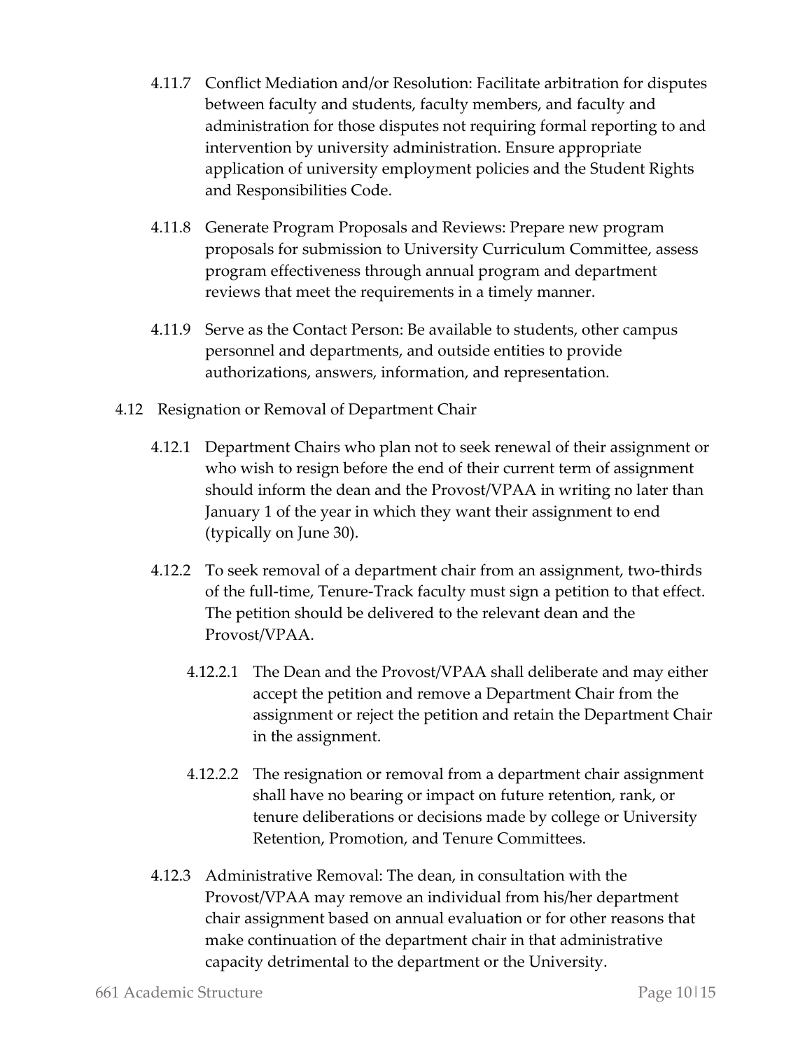4.11.7 Conflict Mediation and/or Resolution: Facilitate arbitration for disputes between faculty and students, faculty members, and faculty and administration for those disputes not requiring formal reporting to and intervention by university administration. Ensure appropriate application of university employment policies and the Student Rights and Responsibilities Code.

4.11.8 Generate Program Proposals and Reviews: Prepare new program proposals for submission to University Curriculum Committee, assess program effectiveness through annual program and department reviews that meet the requirements in a timely manner.

4.11.9 Serve as the Contact Person: Be available to students, other campus personnel and departments, and outside entities to provide authorizations, answers, information, and representation.

4.12 Resignation or Removal of Department Chair

4.12.1 Department Chairs who plan not to seek renewal of their assignment or who wish to resign before the end of their current term of assignment should inform the dean and the Provost/VPAA in writing no later than January 1 of the year in which they want their assignment to end (typically on June 30).

4.12.2 To seek removal of a department chair from an assignment, two-thirds of the full-time, Tenure-Track faculty must sign a petition to that effect. The petition should be delivered to the relevant dean and the Provost/VPAA.

4.12.2.1 The Dean and the Provost/VPAA shall deliberate and may either accept the petition and remove a Department Chair from the assignment or reject the petition and retain the Department Chair in the assignment.

4.12.2.2 The resignation or removal from a department chair assignment shall have no bearing or impact on future retention, rank, or tenure deliberations or decisions made by college or University Retention, Promotion, and Tenure Committees.

4.12.3 Administrative Removal: The dean, in consultation with the Provost/VPAA may remove an individual from his/her department chair assignment based on annual evaluation or for other reasons that make continuation of the department chair in that administrative capacity detrimental to the department or the University.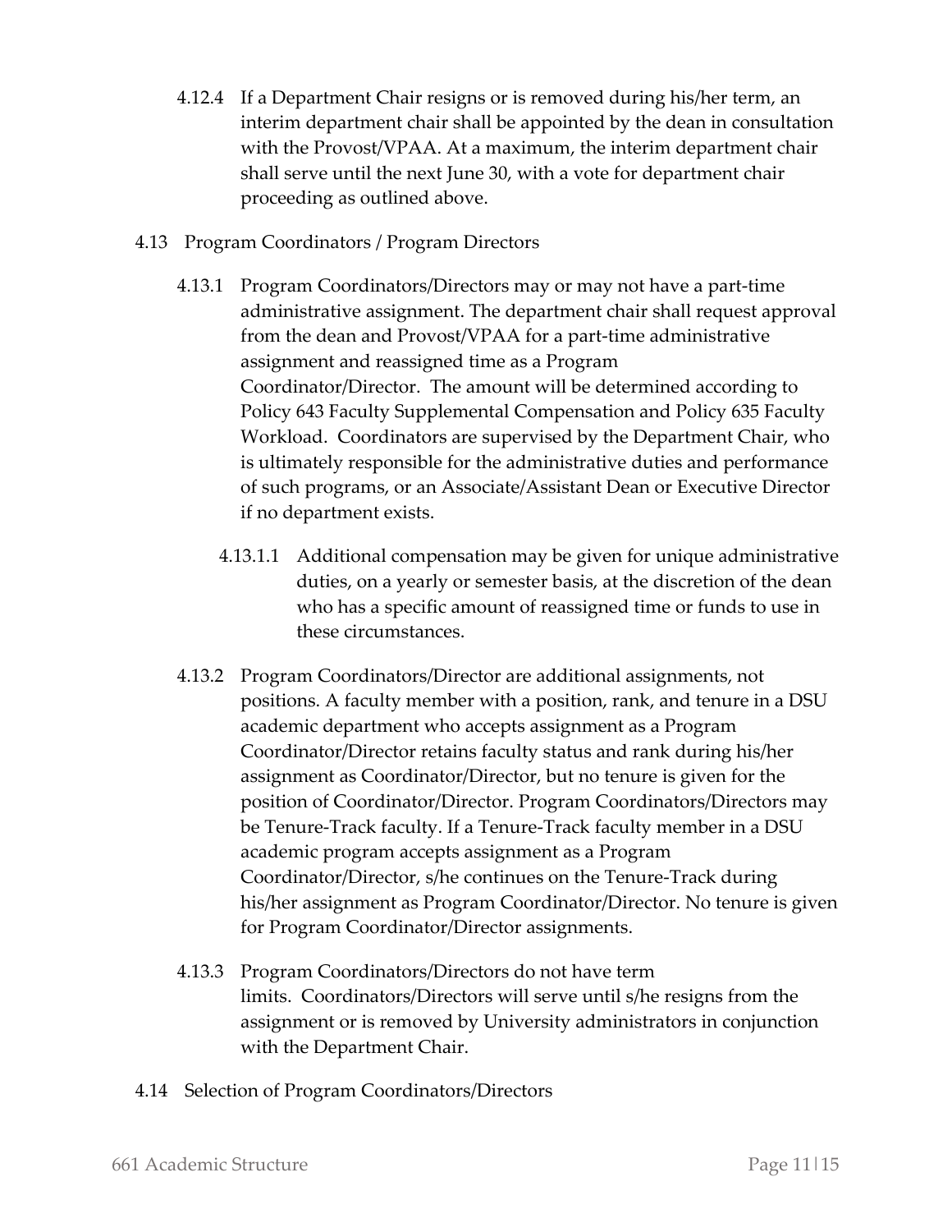4.12.4 If a Department Chair resigns or is removed during his/her term, an interim department chair shall be appointed by the dean in consultation with the Provost/VPAA. At a maximum, the interim department chair shall serve until the next June 30, with a vote for department chair proceeding as outlined above.

4.13 Program Coordinators / Program Directors

4.13.1 Program Coordinators/Directors may or may not have a part-time administrative assignment. The department chair shall request approval from the dean and Provost/VPAA for a part-time administrative assignment and reassigned time as a Program Coordinator/Director. The amount will be determined according to Policy 643 Faculty Supplemental Compensation and Policy 635 Faculty Workload. Coordinators are supervised by the Department Chair, who is ultimately responsible for the administrative duties and performance of such programs, or an Associate/Assistant Dean or Executive Director if no department exists.

4.13.1.1 Additional compensation may be given for unique administrative duties, on a yearly or semester basis, at the discretion of the dean who has a specific amount of reassigned time or funds to use in these circumstances.

4.13.2 Program Coordinators/Director are additional assignments, not positions. A faculty member with a position, rank, and tenure in a DSU academic department who accepts assignment as a Program Coordinator/Director retains faculty status and rank during his/her assignment as Coordinator/Director, but no tenure is given for the position of Coordinator/Director. Program Coordinators/Directors may be Tenure-Track faculty. If a Tenure-Track faculty member in a DSU academic program accepts assignment as a Program Coordinator/Director, s/he continues on the Tenure-Track during his/her assignment as Program Coordinator/Director. No tenure is given for Program Coordinator/Director assignments.

4.13.3 Program Coordinators/Directors do not have term limits. Coordinators/Directors will serve until s/he resigns from the assignment or is removed by University administrators in conjunction with the Department Chair.

4.14 Selection of Program Coordinators/Directors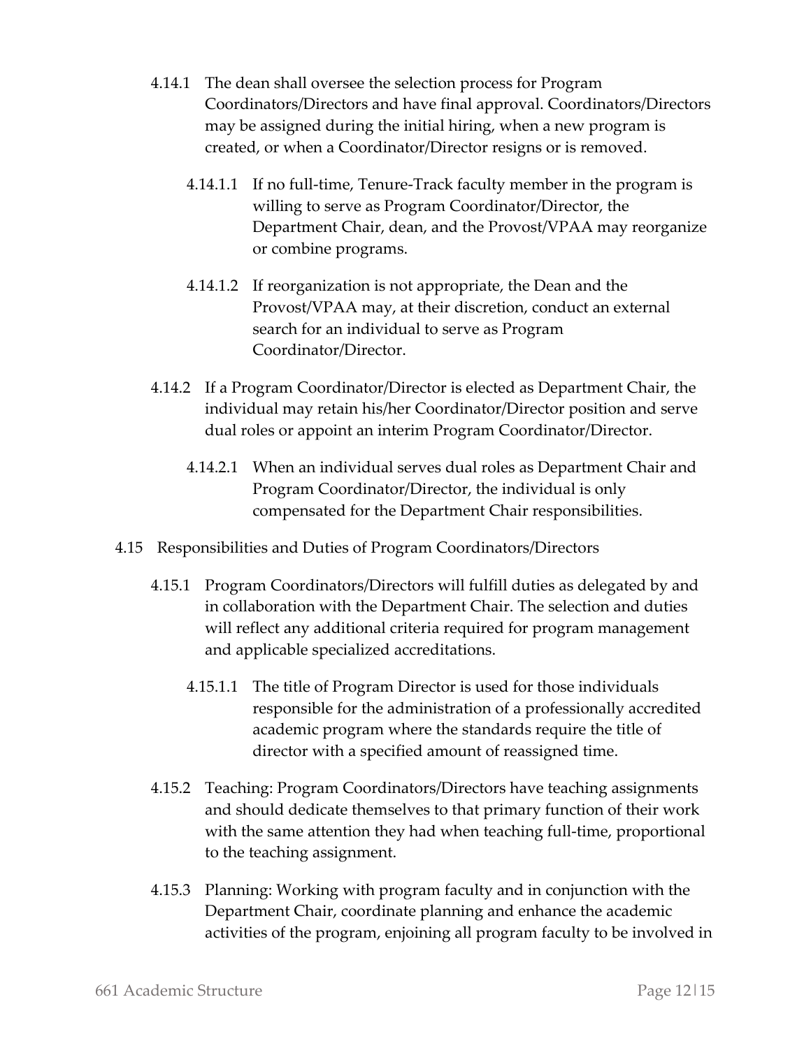4.14.1 The dean shall oversee the selection process for Program Coordinators/Directors and have final approval. Coordinators/Directors may be assigned during the initial hiring, when a new program is created, or when a Coordinator/Director resigns or is removed.

4.14.1.1 If no full-time, Tenure-Track faculty member in the program is willing to serve as Program Coordinator/Director, the Department Chair, dean, and the Provost/VPAA may reorganize or combine programs.

4.14.1.2 If reorganization is not appropriate, the Dean and the Provost/VPAA may, at their discretion, conduct an external search for an individual to serve as Program Coordinator/Director.

4.14.2 If a Program Coordinator/Director is elected as Department Chair, the individual may retain his/her Coordinator/Director position and serve dual roles or appoint an interim Program Coordinator/Director.

4.14.2.1 When an individual serves dual roles as Department Chair and Program Coordinator/Director, the individual is only compensated for the Department Chair responsibilities.

4.15 Responsibilities and Duties of Program Coordinators/Directors

4.15.1 Program Coordinators/Directors will fulfill duties as delegated by and in collaboration with the Department Chair. The selection and duties will reflect any additional criteria required for program management and applicable specialized accreditations.

4.15.1.1 The title of Program Director is used for those individuals responsible for the administration of a professionally accredited academic program where the standards require the title of director with a specified amount of reassigned time.

4.15.2 Teaching: Program Coordinators/Directors have teaching assignments and should dedicate themselves to that primary function of their work with the same attention they had when teaching full-time, proportional to the teaching assignment.

4.15.3 Planning: Working with program faculty and in conjunction with the Department Chair, coordinate planning and enhance the academic activities of the program, enjoining all program faculty to be involved in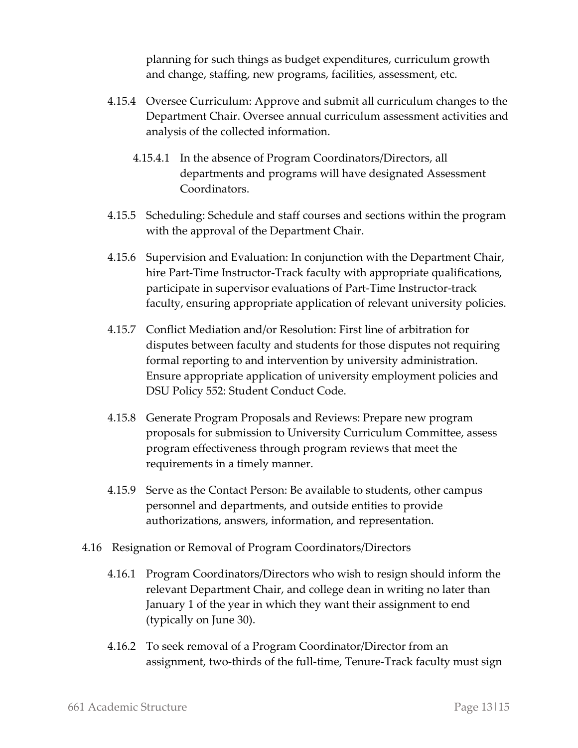planning for such things as budget expenditures, curriculum growth and change, staffing, new programs, facilities, assessment, etc.

4.15.4 Oversee Curriculum: Approve and submit all curriculum changes to the Department Chair. Oversee annual curriculum assessment activities and analysis of the collected information.

4.15.4.1 In the absence of Program Coordinators/Directors, all departments and programs will have designated Assessment Coordinators.

4.15.5 Scheduling: Schedule and staff courses and sections within the program with the approval of the Department Chair.

4.15.6 Supervision and Evaluation: In conjunction with the Department Chair, hire Part-Time Instructor-Track faculty with appropriate qualifications, participate in supervisor evaluations of Part-Time Instructor-track faculty, ensuring appropriate application of relevant university policies.

4.15.7 Conflict Mediation and/or Resolution: First line of arbitration for disputes between faculty and students for those disputes not requiring formal reporting to and intervention by university administration. Ensure appropriate application of university employment policies and DSU Policy 552: Student Conduct Code.

4.15.8 Generate Program Proposals and Reviews: Prepare new program proposals for submission to University Curriculum Committee, assess program effectiveness through program reviews that meet the requirements in a timely manner.

4.15.9 Serve as the Contact Person: Be available to students, other campus personnel and departments, and outside entities to provide authorizations, answers, information, and representation.

4.16 Resignation or Removal of Program Coordinators/Directors

4.16.1 Program Coordinators/Directors who wish to resign should inform the relevant Department Chair, and college dean in writing no later than January 1 of the year in which they want their assignment to end (typically on June 30).

4.16.2 To seek removal of a Program Coordinator/Director from an assignment, two-thirds of the full-time, Tenure-Track faculty must sign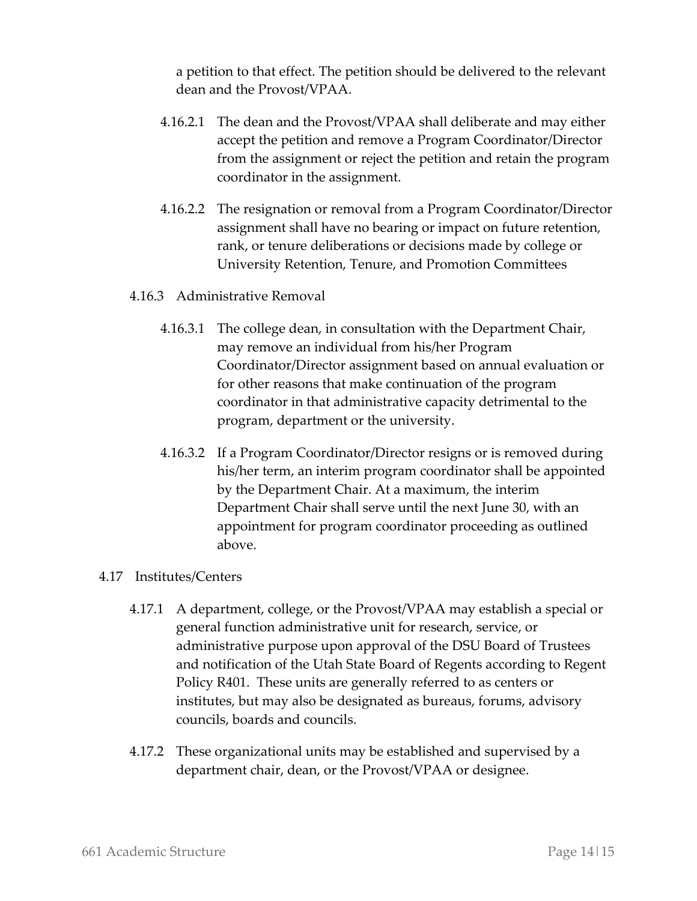a petition to that effect. The petition should be delivered to the relevant dean and the Provost/VPAA.

4.16.2.1 The dean and the Provost/VPAA shall deliberate and may either accept the petition and remove a Program Coordinator/Director from the assignment or reject the petition and retain the program coordinator in the assignment.

4.16.2.2 The resignation or removal from a Program Coordinator/Director assignment shall have no bearing or impact on future retention, rank, or tenure deliberations or decisions made by college or University Retention, Tenure, and Promotion Committees

4.16.3 Administrative Removal

4.16.3.1 The college dean, in consultation with the Department Chair, may remove an individual from his/her Program Coordinator/Director assignment based on annual evaluation or for other reasons that make continuation of the program coordinator in that administrative capacity detrimental to the program, department or the university.

4.16.3.2 If a Program Coordinator/Director resigns or is removed during his/her term, an interim program coordinator shall be appointed by the Department Chair. At a maximum, the interim Department Chair shall serve until the next June 30, with an appointment for program coordinator proceeding as outlined above.

4.17 Institutes/Centers

4.17.1 A department, college, or the Provost/VPAA may establish a special or general function administrative unit for research, service, or administrative purpose upon approval of the DSU Board of Trustees and notification of the Utah State Board of Regents according to Regent Policy R401. These units are generally referred to as centers or institutes, but may also be designated as bureaus, forums, advisory councils, boards and councils.

4.17.2 These organizational units may be established and supervised by a department chair, dean, or the Provost/VPAA or designee.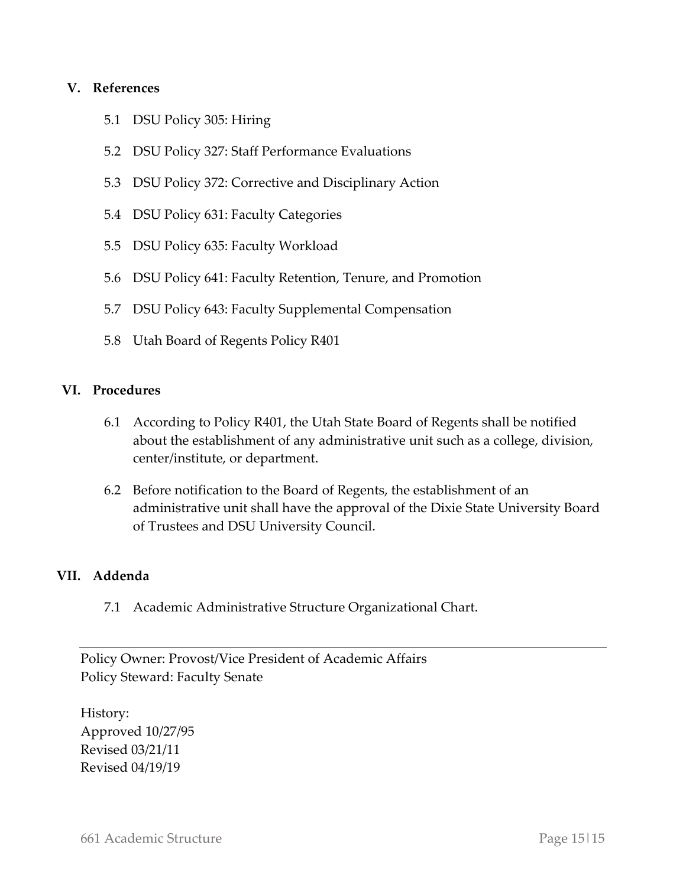## V. References

5.1 DSU Policy 305: Hiring

5.2 DSU Policy 327: Staff Performance Evaluations

5.3 DSU Policy 372: Corrective and Disciplinary Action

5.4 DSU Policy 631: Faculty Categories

5.5 DSU Policy 635: Faculty Workload

5.6 DSU Policy 641: Faculty Retention, Tenure, and Promotion

5.7 DSU Policy 643: Faculty Supplemental Compensation

5.8 Utah Board of Regents Policy R401

## VI. Procedures

6.1 According to Policy R401, the Utah State Board of Regents shall be notified about the establishment of any administrative unit such as a college, division, center/institute, or department.

6.2 Before notification to the Board of Regents, the establishment of an administrative unit shall have the approval of the Dixie State University Board of Trustees and DSU University Council.

## VII. Addenda

7.1 Academic Administrative Structure Organizational Chart.

---

Policy Owner: Provost/Vice President of Academic Affairs
Policy Steward: Faculty Senate

History:
Approved 10/27/95
Revised 03/21/11
Revised 04/19/19